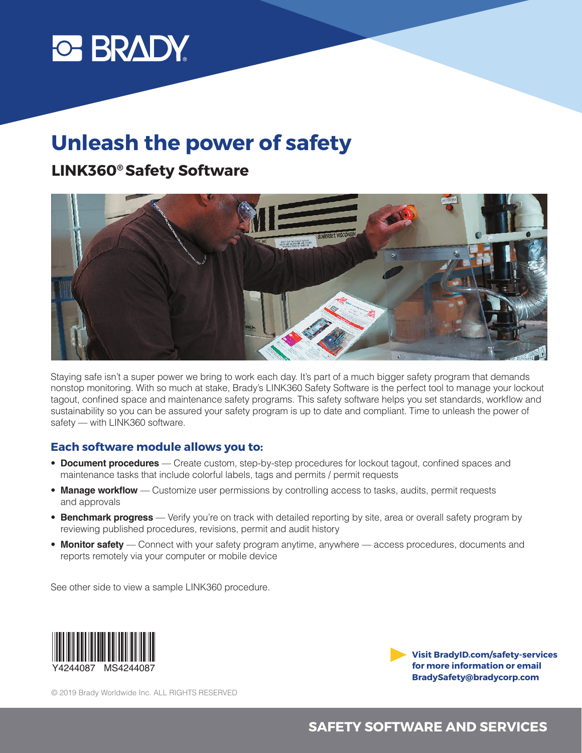BRADY

# Unleash the power of safety

## LINK360® Safety Software

Staying safe isn't a super power we bring to work each day. It's part of a much bigger safety program that demands nonstop monitoring. With so much at stake, Brady's LINK360 Safety Software is the perfect tool to manage your lockout tagout, confined space and maintenance safety programs. This safety software helps you set standards, workflow and sustainability so you can be assured your safety program is up to date and compliant. Time to unleash the power of safety — with LINK360 software.

### Each software module allows you to:

- **Document procedures** — Create custom, step-by-step procedures for lockout tagout, confined spaces and maintenance tasks that include colorful labels, tags and permits / permit requests
- **Manage workflow** — Customize user permissions by controlling access to tasks, audits, permit requests and approvals
- **Benchmark progress** — Verify you're on track with detailed reporting by site, area or overall safety program by reviewing published procedures, revisions, permit and audit history
- **Monitor safety** — Connect with your safety program anytime, anywhere — access procedures, documents and reports remotely via your computer or mobile device

See other side to view a sample LINK360 procedure.

Y4244087 MS4244087

**Visit BradyID.com/safety-services for more information or email BradySafety@bradycorp.com**

© 2019 Brady Worldwide Inc. ALL RIGHTS RESERVED

**SAFETY SOFTWARE AND SERVICES**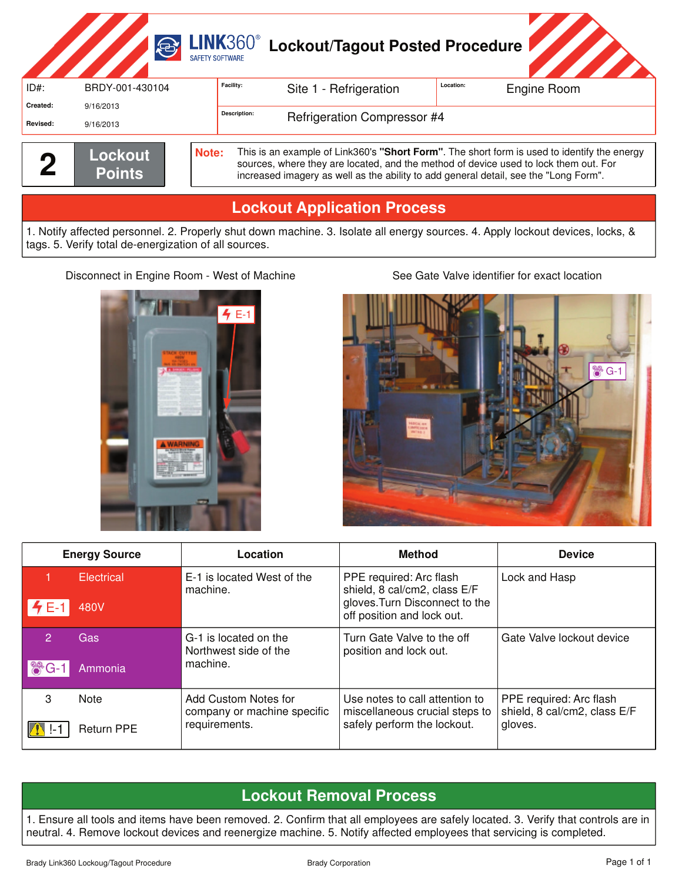# LINK360® SAFETY SOFTWARE — Lockout/Tagout Posted Procedure

| ID#: | BRDY-001-430104 | Facility: | Site 1 - Refrigeration | Location: | Engine Room |
|---|---|---|---|---|---|
| Created: | 9/16/2013 | Description: | Refrigeration Compressor #4 | | |
| Revised: | 9/16/2013 | | | | |

**2 Lockout Points**

**Note:** This is an example of Link360's **"Short Form"**. The short form is used to identify the energy sources, where they are located, and the method of device used to lock them out. For increased imagery as well as the ability to add general detail, see the "Long Form".

## Lockout Application Process

1. Notify affected personnel. 2. Properly shut down machine. 3. Isolate all energy sources. 4. Apply lockout devices, locks, & tags. 5. Verify total de-energization of all sources.

Disconnect in Engine Room - West of Machine

E-1

See Gate Valve identifier for exact location

G-1

| Energy Source | | Location | Method | Device |
|---|---|---|---|---|
| 1 | Electrical | E-1 is located West of the machine. | PPE required: Arc flash shield, 8 cal/cm2, class E/F gloves.Turn Disconnect to the off position and lock out. | Lock and Hasp |
| E-1 | 480V | | | |
| 2 | Gas | G-1 is located on the Northwest side of the machine. | Turn Gate Valve to the off position and lock out. | Gate Valve lockout device |
| G-1 | Ammonia | | | |
| 3 | Note | Add Custom Notes for company or machine specific requirements. | Use notes to call attention to miscellaneous crucial steps to safely perform the lockout. | PPE required: Arc flash shield, 8 cal/cm2, class E/F gloves. |
| !-1 | Return PPE | | | |

## Lockout Removal Process

1. Ensure all tools and items have been removed. 2. Confirm that all employees are safely located. 3. Verify that controls are in neutral. 4. Remove lockout devices and reenergize machine. 5. Notify affected employees that servicing is completed.

Brady Link360 Lockoug/Tagout Procedure    Brady Corporation